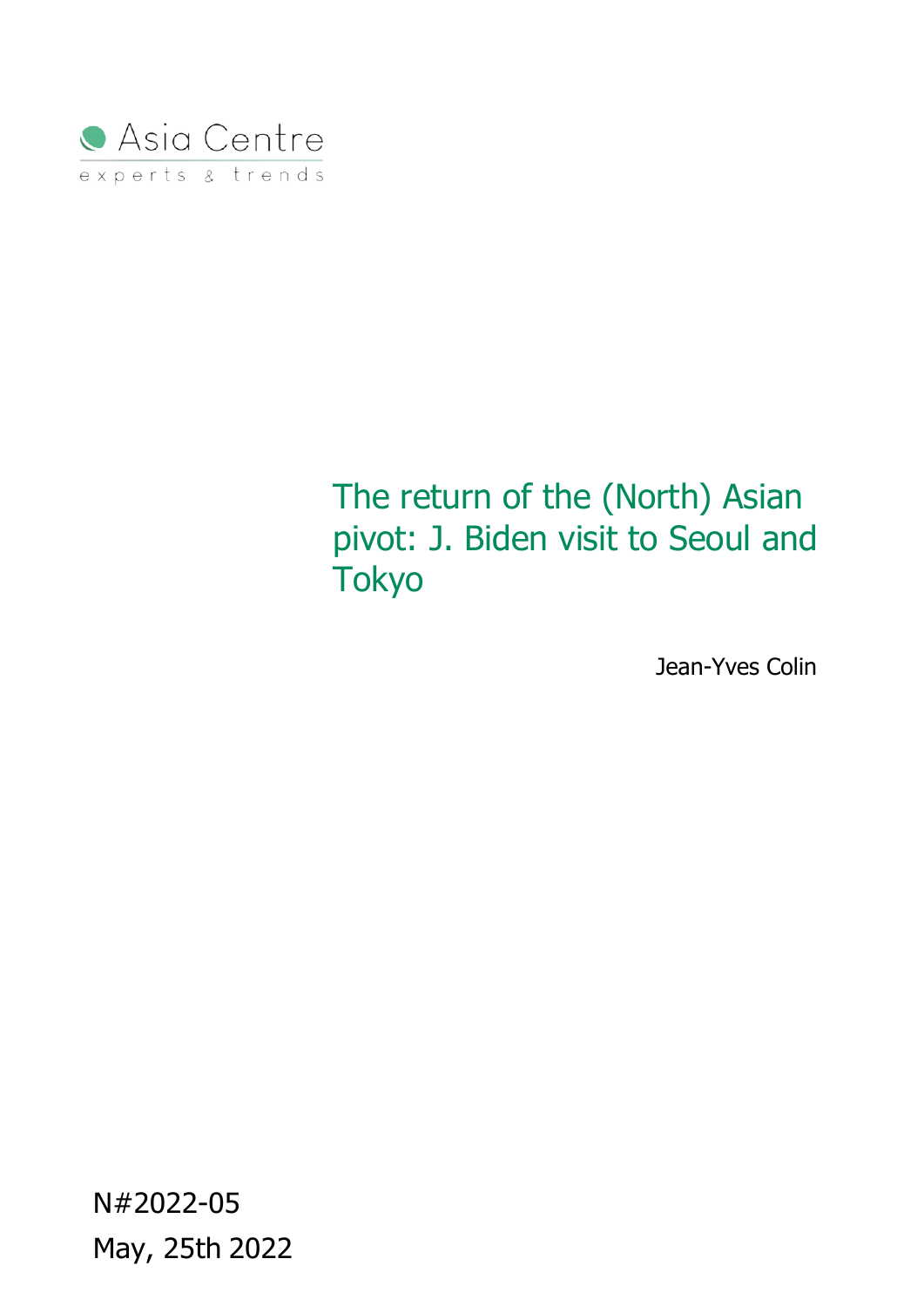Asia Centre

experts & trends

# The return of the (North) Asian pivot: J. Biden visit to Seoul and Tokyo

Jean-Yves Colin

N#2022-05

May, 25th 2022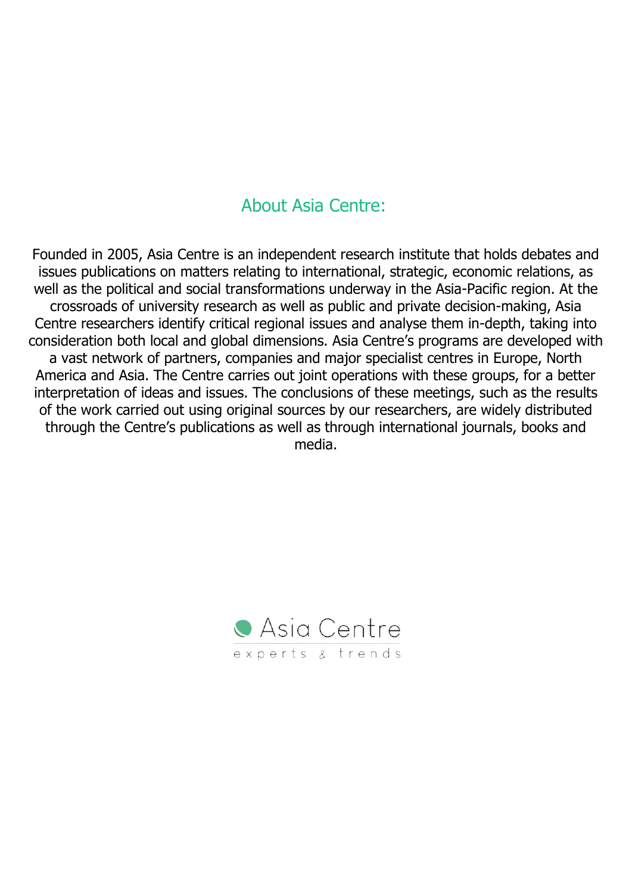## About Asia Centre:

Founded in 2005, Asia Centre is an independent research institute that holds debates and issues publications on matters relating to international, strategic, economic relations, as well as the political and social transformations underway in the Asia-Pacific region. At the crossroads of university research as well as public and private decision-making, Asia Centre researchers identify critical regional issues and analyse them in-depth, taking into consideration both local and global dimensions. Asia Centre's programs are developed with a vast network of partners, companies and major specialist centres in Europe, North America and Asia. The Centre carries out joint operations with these groups, for a better interpretation of ideas and issues. The conclusions of these meetings, such as the results of the work carried out using original sources by our researchers, are widely distributed through the Centre's publications as well as through international journals, books and media.

Asia Centre

experts & trends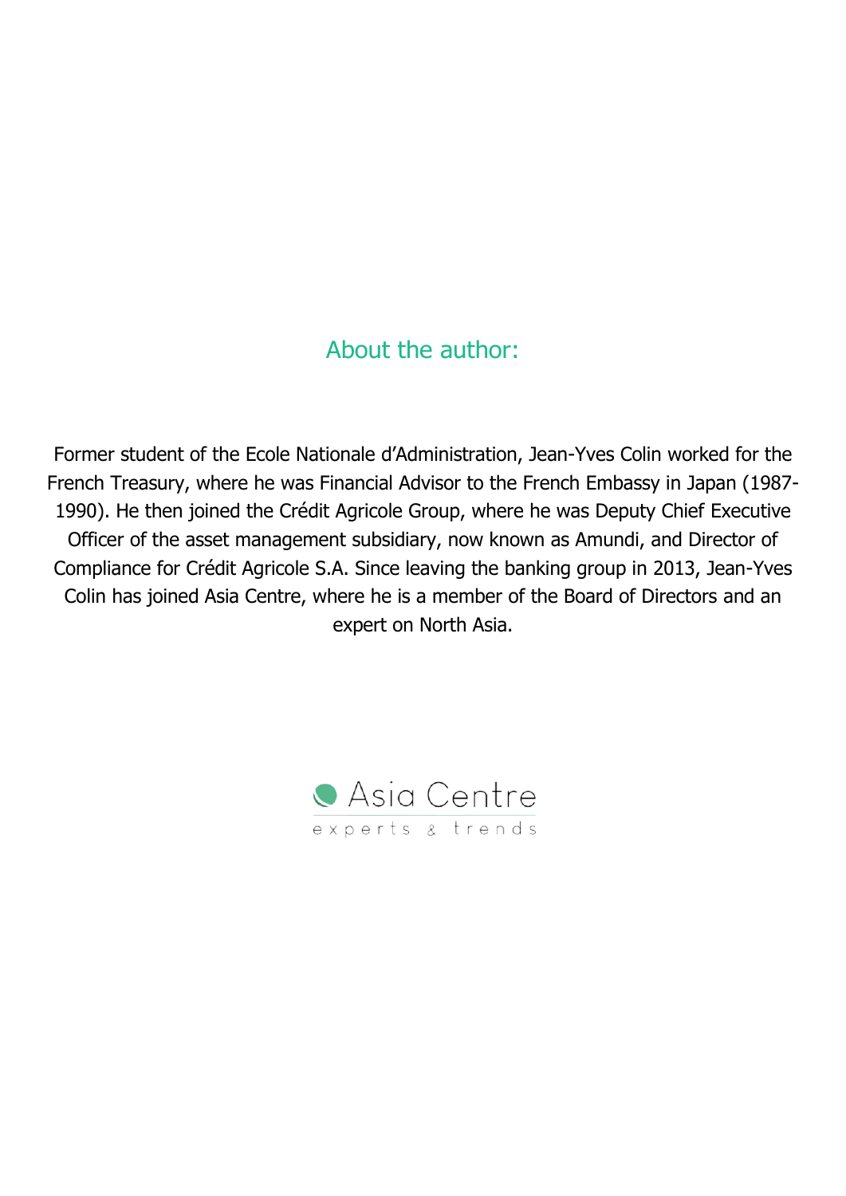## About the author:

Former student of the Ecole Nationale d'Administration, Jean-Yves Colin worked for the French Treasury, where he was Financial Advisor to the French Embassy in Japan (1987-1990). He then joined the Crédit Agricole Group, where he was Deputy Chief Executive Officer of the asset management subsidiary, now known as Amundi, and Director of Compliance for Crédit Agricole S.A. Since leaving the banking group in 2013, Jean-Yves Colin has joined Asia Centre, where he is a member of the Board of Directors and an expert on North Asia.

Asia Centre
experts & trends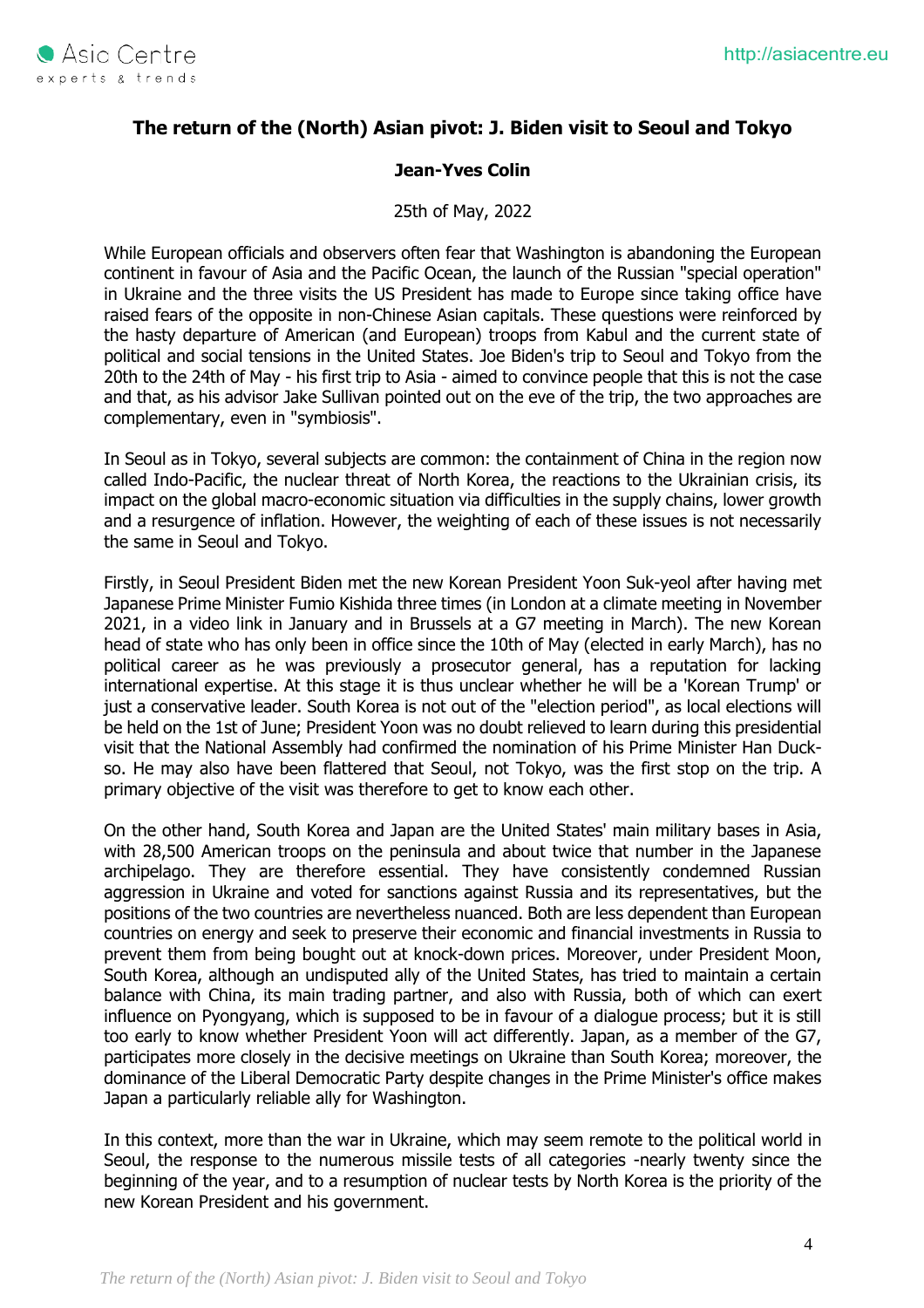# The return of the (North) Asian pivot: J. Biden visit to Seoul and Tokyo

**Jean-Yves Colin**

25th of May, 2022

While European officials and observers often fear that Washington is abandoning the European continent in favour of Asia and the Pacific Ocean, the launch of the Russian "special operation" in Ukraine and the three visits the US President has made to Europe since taking office have raised fears of the opposite in non-Chinese Asian capitals. These questions were reinforced by the hasty departure of American (and European) troops from Kabul and the current state of political and social tensions in the United States. Joe Biden's trip to Seoul and Tokyo from the 20th to the 24th of May - his first trip to Asia - aimed to convince people that this is not the case and that, as his advisor Jake Sullivan pointed out on the eve of the trip, the two approaches are complementary, even in "symbiosis".

In Seoul as in Tokyo, several subjects are common: the containment of China in the region now called Indo-Pacific, the nuclear threat of North Korea, the reactions to the Ukrainian crisis, its impact on the global macro-economic situation via difficulties in the supply chains, lower growth and a resurgence of inflation. However, the weighting of each of these issues is not necessarily the same in Seoul and Tokyo.

Firstly, in Seoul President Biden met the new Korean President Yoon Suk-yeol after having met Japanese Prime Minister Fumio Kishida three times (in London at a climate meeting in November 2021, in a video link in January and in Brussels at a G7 meeting in March). The new Korean head of state who has only been in office since the 10th of May (elected in early March), has no political career as he was previously a prosecutor general, has a reputation for lacking international expertise. At this stage it is thus unclear whether he will be a 'Korean Trump' or just a conservative leader. South Korea is not out of the "election period", as local elections will be held on the 1st of June; President Yoon was no doubt relieved to learn during this presidential visit that the National Assembly had confirmed the nomination of his Prime Minister Han Duck-so. He may also have been flattered that Seoul, not Tokyo, was the first stop on the trip. A primary objective of the visit was therefore to get to know each other.

On the other hand, South Korea and Japan are the United States' main military bases in Asia, with 28,500 American troops on the peninsula and about twice that number in the Japanese archipelago. They are therefore essential. They have consistently condemned Russian aggression in Ukraine and voted for sanctions against Russia and its representatives, but the positions of the two countries are nevertheless nuanced. Both are less dependent than European countries on energy and seek to preserve their economic and financial investments in Russia to prevent them from being bought out at knock-down prices. Moreover, under President Moon, South Korea, although an undisputed ally of the United States, has tried to maintain a certain balance with China, its main trading partner, and also with Russia, both of which can exert influence on Pyongyang, which is supposed to be in favour of a dialogue process; but it is still too early to know whether President Yoon will act differently. Japan, as a member of the G7, participates more closely in the decisive meetings on Ukraine than South Korea; moreover, the dominance of the Liberal Democratic Party despite changes in the Prime Minister's office makes Japan a particularly reliable ally for Washington.

In this context, more than the war in Ukraine, which may seem remote to the political world in Seoul, the response to the numerous missile tests of all categories -nearly twenty since the beginning of the year, and to a resumption of nuclear tests by North Korea is the priority of the new Korean President and his government.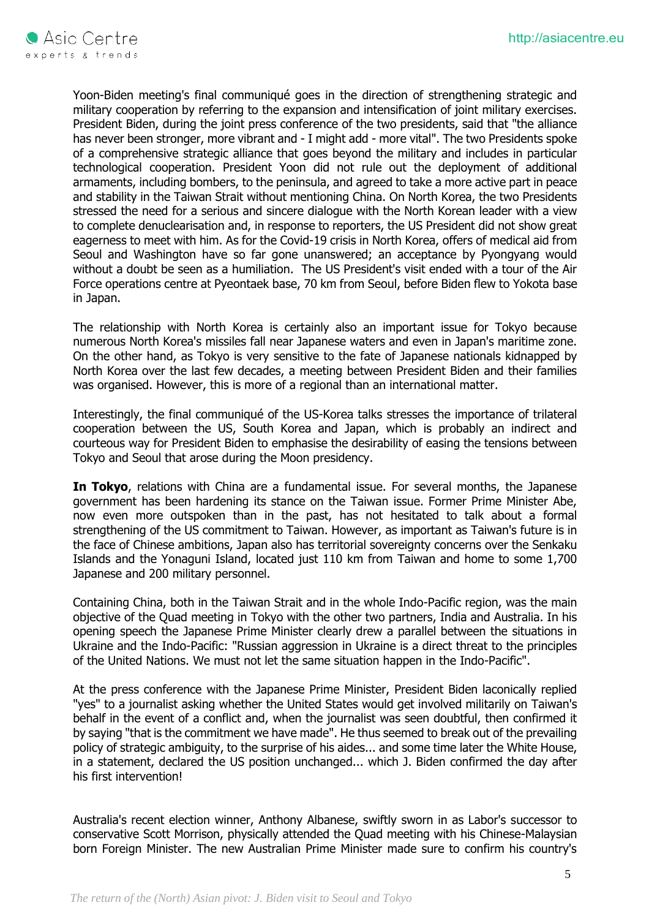Yoon-Biden meeting's final communiqué goes in the direction of strengthening strategic and military cooperation by referring to the expansion and intensification of joint military exercises. President Biden, during the joint press conference of the two presidents, said that "the alliance has never been stronger, more vibrant and - I might add - more vital". The two Presidents spoke of a comprehensive strategic alliance that goes beyond the military and includes in particular technological cooperation. President Yoon did not rule out the deployment of additional armaments, including bombers, to the peninsula, and agreed to take a more active part in peace and stability in the Taiwan Strait without mentioning China. On North Korea, the two Presidents stressed the need for a serious and sincere dialogue with the North Korean leader with a view to complete denuclearisation and, in response to reporters, the US President did not show great eagerness to meet with him. As for the Covid-19 crisis in North Korea, offers of medical aid from Seoul and Washington have so far gone unanswered; an acceptance by Pyongyang would without a doubt be seen as a humiliation. The US President's visit ended with a tour of the Air Force operations centre at Pyeontaek base, 70 km from Seoul, before Biden flew to Yokota base in Japan.

The relationship with North Korea is certainly also an important issue for Tokyo because numerous North Korea's missiles fall near Japanese waters and even in Japan's maritime zone. On the other hand, as Tokyo is very sensitive to the fate of Japanese nationals kidnapped by North Korea over the last few decades, a meeting between President Biden and their families was organised. However, this is more of a regional than an international matter.

Interestingly, the final communiqué of the US-Korea talks stresses the importance of trilateral cooperation between the US, South Korea and Japan, which is probably an indirect and courteous way for President Biden to emphasise the desirability of easing the tensions between Tokyo and Seoul that arose during the Moon presidency.

**In Tokyo**, relations with China are a fundamental issue. For several months, the Japanese government has been hardening its stance on the Taiwan issue. Former Prime Minister Abe, now even more outspoken than in the past, has not hesitated to talk about a formal strengthening of the US commitment to Taiwan. However, as important as Taiwan's future is in the face of Chinese ambitions, Japan also has territorial sovereignty concerns over the Senkaku Islands and the Yonaguni Island, located just 110 km from Taiwan and home to some 1,700 Japanese and 200 military personnel.

Containing China, both in the Taiwan Strait and in the whole Indo-Pacific region, was the main objective of the Quad meeting in Tokyo with the other two partners, India and Australia. In his opening speech the Japanese Prime Minister clearly drew a parallel between the situations in Ukraine and the Indo-Pacific: "Russian aggression in Ukraine is a direct threat to the principles of the United Nations. We must not let the same situation happen in the Indo-Pacific".

At the press conference with the Japanese Prime Minister, President Biden laconically replied "yes" to a journalist asking whether the United States would get involved militarily on Taiwan's behalf in the event of a conflict and, when the journalist was seen doubtful, then confirmed it by saying "that is the commitment we have made". He thus seemed to break out of the prevailing policy of strategic ambiguity, to the surprise of his aides... and some time later the White House, in a statement, declared the US position unchanged... which J. Biden confirmed the day after his first intervention!

Australia's recent election winner, Anthony Albanese, swiftly sworn in as Labor's successor to conservative Scott Morrison, physically attended the Quad meeting with his Chinese-Malaysian born Foreign Minister. The new Australian Prime Minister made sure to confirm his country's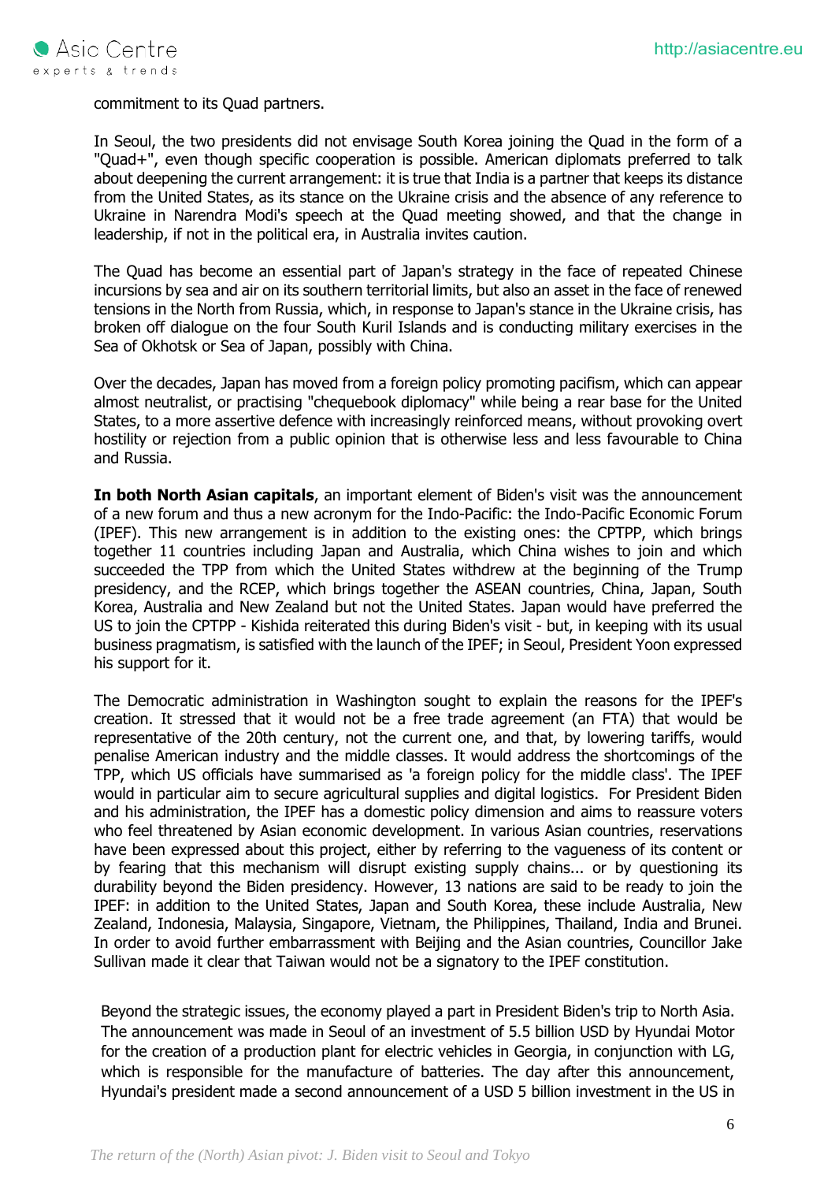commitment to its Quad partners.

In Seoul, the two presidents did not envisage South Korea joining the Quad in the form of a "Quad+", even though specific cooperation is possible. American diplomats preferred to talk about deepening the current arrangement: it is true that India is a partner that keeps its distance from the United States, as its stance on the Ukraine crisis and the absence of any reference to Ukraine in Narendra Modi's speech at the Quad meeting showed, and that the change in leadership, if not in the political era, in Australia invites caution.

The Quad has become an essential part of Japan's strategy in the face of repeated Chinese incursions by sea and air on its southern territorial limits, but also an asset in the face of renewed tensions in the North from Russia, which, in response to Japan's stance in the Ukraine crisis, has broken off dialogue on the four South Kuril Islands and is conducting military exercises in the Sea of Okhotsk or Sea of Japan, possibly with China.

Over the decades, Japan has moved from a foreign policy promoting pacifism, which can appear almost neutralist, or practising "chequebook diplomacy" while being a rear base for the United States, to a more assertive defence with increasingly reinforced means, without provoking overt hostility or rejection from a public opinion that is otherwise less and less favourable to China and Russia.

**In both North Asian capitals**, an important element of Biden's visit was the announcement of a new forum and thus a new acronym for the Indo-Pacific: the Indo-Pacific Economic Forum (IPEF). This new arrangement is in addition to the existing ones: the CPTPP, which brings together 11 countries including Japan and Australia, which China wishes to join and which succeeded the TPP from which the United States withdrew at the beginning of the Trump presidency, and the RCEP, which brings together the ASEAN countries, China, Japan, South Korea, Australia and New Zealand but not the United States. Japan would have preferred the US to join the CPTPP - Kishida reiterated this during Biden's visit - but, in keeping with its usual business pragmatism, is satisfied with the launch of the IPEF; in Seoul, President Yoon expressed his support for it.

The Democratic administration in Washington sought to explain the reasons for the IPEF's creation. It stressed that it would not be a free trade agreement (an FTA) that would be representative of the 20th century, not the current one, and that, by lowering tariffs, would penalise American industry and the middle classes. It would address the shortcomings of the TPP, which US officials have summarised as 'a foreign policy for the middle class'. The IPEF would in particular aim to secure agricultural supplies and digital logistics. For President Biden and his administration, the IPEF has a domestic policy dimension and aims to reassure voters who feel threatened by Asian economic development. In various Asian countries, reservations have been expressed about this project, either by referring to the vagueness of its content or by fearing that this mechanism will disrupt existing supply chains... or by questioning its durability beyond the Biden presidency. However, 13 nations are said to be ready to join the IPEF: in addition to the United States, Japan and South Korea, these include Australia, New Zealand, Indonesia, Malaysia, Singapore, Vietnam, the Philippines, Thailand, India and Brunei. In order to avoid further embarrassment with Beijing and the Asian countries, Councillor Jake Sullivan made it clear that Taiwan would not be a signatory to the IPEF constitution.

Beyond the strategic issues, the economy played a part in President Biden's trip to North Asia. The announcement was made in Seoul of an investment of 5.5 billion USD by Hyundai Motor for the creation of a production plant for electric vehicles in Georgia, in conjunction with LG, which is responsible for the manufacture of batteries. The day after this announcement, Hyundai's president made a second announcement of a USD 5 billion investment in the US in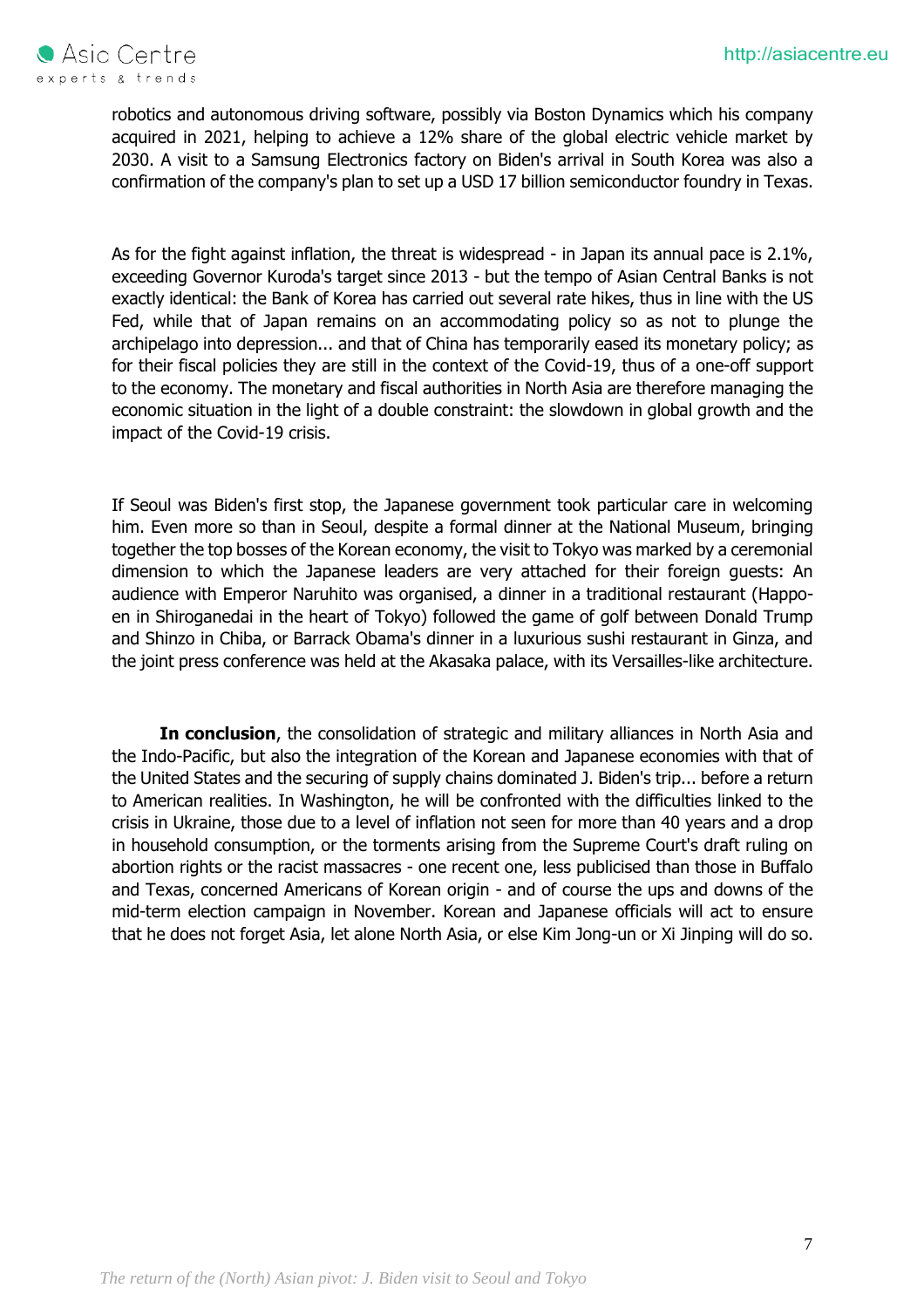robotics and autonomous driving software, possibly via Boston Dynamics which his company acquired in 2021, helping to achieve a 12% share of the global electric vehicle market by 2030. A visit to a Samsung Electronics factory on Biden's arrival in South Korea was also a confirmation of the company's plan to set up a USD 17 billion semiconductor foundry in Texas.

As for the fight against inflation, the threat is widespread - in Japan its annual pace is 2.1%, exceeding Governor Kuroda's target since 2013 - but the tempo of Asian Central Banks is not exactly identical: the Bank of Korea has carried out several rate hikes, thus in line with the US Fed, while that of Japan remains on an accommodating policy so as not to plunge the archipelago into depression... and that of China has temporarily eased its monetary policy; as for their fiscal policies they are still in the context of the Covid-19, thus of a one-off support to the economy. The monetary and fiscal authorities in North Asia are therefore managing the economic situation in the light of a double constraint: the slowdown in global growth and the impact of the Covid-19 crisis.

If Seoul was Biden's first stop, the Japanese government took particular care in welcoming him. Even more so than in Seoul, despite a formal dinner at the National Museum, bringing together the top bosses of the Korean economy, the visit to Tokyo was marked by a ceremonial dimension to which the Japanese leaders are very attached for their foreign guests: An audience with Emperor Naruhito was organised, a dinner in a traditional restaurant (Happo-en in Shiroganedai in the heart of Tokyo) followed the game of golf between Donald Trump and Shinzo in Chiba, or Barrack Obama's dinner in a luxurious sushi restaurant in Ginza, and the joint press conference was held at the Akasaka palace, with its Versailles-like architecture.

**In conclusion**, the consolidation of strategic and military alliances in North Asia and the Indo-Pacific, but also the integration of the Korean and Japanese economies with that of the United States and the securing of supply chains dominated J. Biden's trip... before a return to American realities. In Washington, he will be confronted with the difficulties linked to the crisis in Ukraine, those due to a level of inflation not seen for more than 40 years and a drop in household consumption, or the torments arising from the Supreme Court's draft ruling on abortion rights or the racist massacres - one recent one, less publicised than those in Buffalo and Texas, concerned Americans of Korean origin - and of course the ups and downs of the mid-term election campaign in November. Korean and Japanese officials will act to ensure that he does not forget Asia, let alone North Asia, or else Kim Jong-un or Xi Jinping will do so.